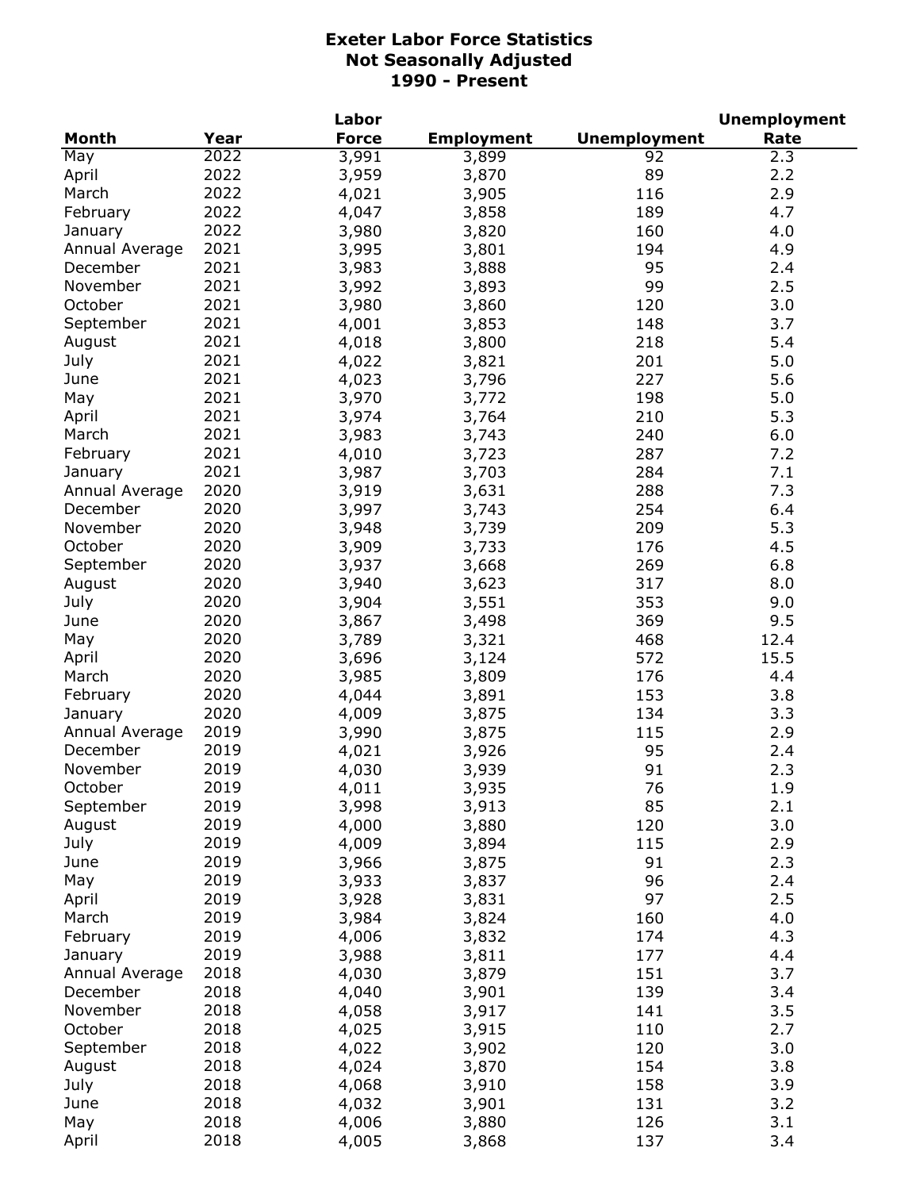# Exeter Labor Force Statistics
## Not Seasonally Adjusted
## 1990 - Present

| Month | Year | Labor Force | Employment | Unemployment | Unemployment Rate |
|---|---|---|---|---|---|
| May | 2022 | 3,991 | 3,899 | 92 | 2.3 |
| April | 2022 | 3,959 | 3,870 | 89 | 2.2 |
| March | 2022 | 4,021 | 3,905 | 116 | 2.9 |
| February | 2022 | 4,047 | 3,858 | 189 | 4.7 |
| January | 2022 | 3,980 | 3,820 | 160 | 4.0 |
| Annual Average | 2021 | 3,995 | 3,801 | 194 | 4.9 |
| December | 2021 | 3,983 | 3,888 | 95 | 2.4 |
| November | 2021 | 3,992 | 3,893 | 99 | 2.5 |
| October | 2021 | 3,980 | 3,860 | 120 | 3.0 |
| September | 2021 | 4,001 | 3,853 | 148 | 3.7 |
| August | 2021 | 4,018 | 3,800 | 218 | 5.4 |
| July | 2021 | 4,022 | 3,821 | 201 | 5.0 |
| June | 2021 | 4,023 | 3,796 | 227 | 5.6 |
| May | 2021 | 3,970 | 3,772 | 198 | 5.0 |
| April | 2021 | 3,974 | 3,764 | 210 | 5.3 |
| March | 2021 | 3,983 | 3,743 | 240 | 6.0 |
| February | 2021 | 4,010 | 3,723 | 287 | 7.2 |
| January | 2021 | 3,987 | 3,703 | 284 | 7.1 |
| Annual Average | 2020 | 3,919 | 3,631 | 288 | 7.3 |
| December | 2020 | 3,997 | 3,743 | 254 | 6.4 |
| November | 2020 | 3,948 | 3,739 | 209 | 5.3 |
| October | 2020 | 3,909 | 3,733 | 176 | 4.5 |
| September | 2020 | 3,937 | 3,668 | 269 | 6.8 |
| August | 2020 | 3,940 | 3,623 | 317 | 8.0 |
| July | 2020 | 3,904 | 3,551 | 353 | 9.0 |
| June | 2020 | 3,867 | 3,498 | 369 | 9.5 |
| May | 2020 | 3,789 | 3,321 | 468 | 12.4 |
| April | 2020 | 3,696 | 3,124 | 572 | 15.5 |
| March | 2020 | 3,985 | 3,809 | 176 | 4.4 |
| February | 2020 | 4,044 | 3,891 | 153 | 3.8 |
| January | 2020 | 4,009 | 3,875 | 134 | 3.3 |
| Annual Average | 2019 | 3,990 | 3,875 | 115 | 2.9 |
| December | 2019 | 4,021 | 3,926 | 95 | 2.4 |
| November | 2019 | 4,030 | 3,939 | 91 | 2.3 |
| October | 2019 | 4,011 | 3,935 | 76 | 1.9 |
| September | 2019 | 3,998 | 3,913 | 85 | 2.1 |
| August | 2019 | 4,000 | 3,880 | 120 | 3.0 |
| July | 2019 | 4,009 | 3,894 | 115 | 2.9 |
| June | 2019 | 3,966 | 3,875 | 91 | 2.3 |
| May | 2019 | 3,933 | 3,837 | 96 | 2.4 |
| April | 2019 | 3,928 | 3,831 | 97 | 2.5 |
| March | 2019 | 3,984 | 3,824 | 160 | 4.0 |
| February | 2019 | 4,006 | 3,832 | 174 | 4.3 |
| January | 2019 | 3,988 | 3,811 | 177 | 4.4 |
| Annual Average | 2018 | 4,030 | 3,879 | 151 | 3.7 |
| December | 2018 | 4,040 | 3,901 | 139 | 3.4 |
| November | 2018 | 4,058 | 3,917 | 141 | 3.5 |
| October | 2018 | 4,025 | 3,915 | 110 | 2.7 |
| September | 2018 | 4,022 | 3,902 | 120 | 3.0 |
| August | 2018 | 4,024 | 3,870 | 154 | 3.8 |
| July | 2018 | 4,068 | 3,910 | 158 | 3.9 |
| June | 2018 | 4,032 | 3,901 | 131 | 3.2 |
| May | 2018 | 4,006 | 3,880 | 126 | 3.1 |
| April | 2018 | 4,005 | 3,868 | 137 | 3.4 |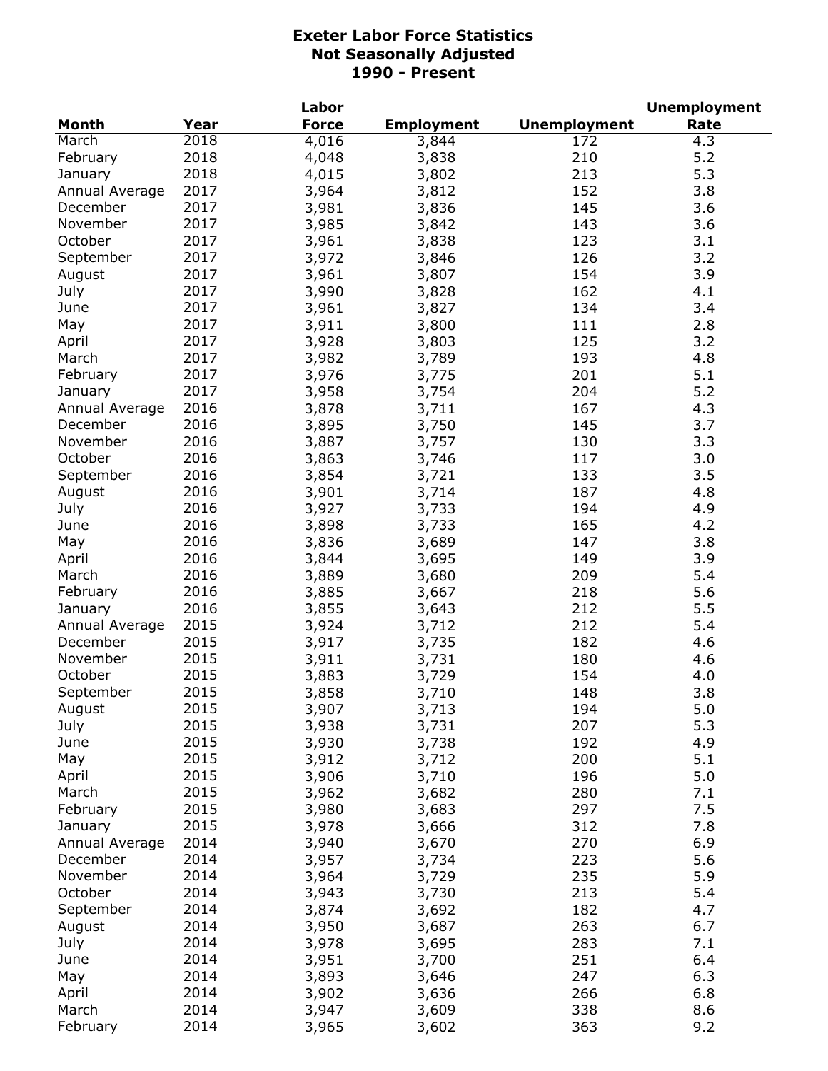# Exeter Labor Force Statistics
## Not Seasonally Adjusted
## 1990 - Present

| Month | Year | Labor Force | Employment | Unemployment | Unemployment Rate |
|---|---|---|---|---|---|
| March | 2018 | 4,016 | 3,844 | 172 | 4.3 |
| February | 2018 | 4,048 | 3,838 | 210 | 5.2 |
| January | 2018 | 4,015 | 3,802 | 213 | 5.3 |
| Annual Average | 2017 | 3,964 | 3,812 | 152 | 3.8 |
| December | 2017 | 3,981 | 3,836 | 145 | 3.6 |
| November | 2017 | 3,985 | 3,842 | 143 | 3.6 |
| October | 2017 | 3,961 | 3,838 | 123 | 3.1 |
| September | 2017 | 3,972 | 3,846 | 126 | 3.2 |
| August | 2017 | 3,961 | 3,807 | 154 | 3.9 |
| July | 2017 | 3,990 | 3,828 | 162 | 4.1 |
| June | 2017 | 3,961 | 3,827 | 134 | 3.4 |
| May | 2017 | 3,911 | 3,800 | 111 | 2.8 |
| April | 2017 | 3,928 | 3,803 | 125 | 3.2 |
| March | 2017 | 3,982 | 3,789 | 193 | 4.8 |
| February | 2017 | 3,976 | 3,775 | 201 | 5.1 |
| January | 2017 | 3,958 | 3,754 | 204 | 5.2 |
| Annual Average | 2016 | 3,878 | 3,711 | 167 | 4.3 |
| December | 2016 | 3,895 | 3,750 | 145 | 3.7 |
| November | 2016 | 3,887 | 3,757 | 130 | 3.3 |
| October | 2016 | 3,863 | 3,746 | 117 | 3.0 |
| September | 2016 | 3,854 | 3,721 | 133 | 3.5 |
| August | 2016 | 3,901 | 3,714 | 187 | 4.8 |
| July | 2016 | 3,927 | 3,733 | 194 | 4.9 |
| June | 2016 | 3,898 | 3,733 | 165 | 4.2 |
| May | 2016 | 3,836 | 3,689 | 147 | 3.8 |
| April | 2016 | 3,844 | 3,695 | 149 | 3.9 |
| March | 2016 | 3,889 | 3,680 | 209 | 5.4 |
| February | 2016 | 3,885 | 3,667 | 218 | 5.6 |
| January | 2016 | 3,855 | 3,643 | 212 | 5.5 |
| Annual Average | 2015 | 3,924 | 3,712 | 212 | 5.4 |
| December | 2015 | 3,917 | 3,735 | 182 | 4.6 |
| November | 2015 | 3,911 | 3,731 | 180 | 4.6 |
| October | 2015 | 3,883 | 3,729 | 154 | 4.0 |
| September | 2015 | 3,858 | 3,710 | 148 | 3.8 |
| August | 2015 | 3,907 | 3,713 | 194 | 5.0 |
| July | 2015 | 3,938 | 3,731 | 207 | 5.3 |
| June | 2015 | 3,930 | 3,738 | 192 | 4.9 |
| May | 2015 | 3,912 | 3,712 | 200 | 5.1 |
| April | 2015 | 3,906 | 3,710 | 196 | 5.0 |
| March | 2015 | 3,962 | 3,682 | 280 | 7.1 |
| February | 2015 | 3,980 | 3,683 | 297 | 7.5 |
| January | 2015 | 3,978 | 3,666 | 312 | 7.8 |
| Annual Average | 2014 | 3,940 | 3,670 | 270 | 6.9 |
| December | 2014 | 3,957 | 3,734 | 223 | 5.6 |
| November | 2014 | 3,964 | 3,729 | 235 | 5.9 |
| October | 2014 | 3,943 | 3,730 | 213 | 5.4 |
| September | 2014 | 3,874 | 3,692 | 182 | 4.7 |
| August | 2014 | 3,950 | 3,687 | 263 | 6.7 |
| July | 2014 | 3,978 | 3,695 | 283 | 7.1 |
| June | 2014 | 3,951 | 3,700 | 251 | 6.4 |
| May | 2014 | 3,893 | 3,646 | 247 | 6.3 |
| April | 2014 | 3,902 | 3,636 | 266 | 6.8 |
| March | 2014 | 3,947 | 3,609 | 338 | 8.6 |
| February | 2014 | 3,965 | 3,602 | 363 | 9.2 |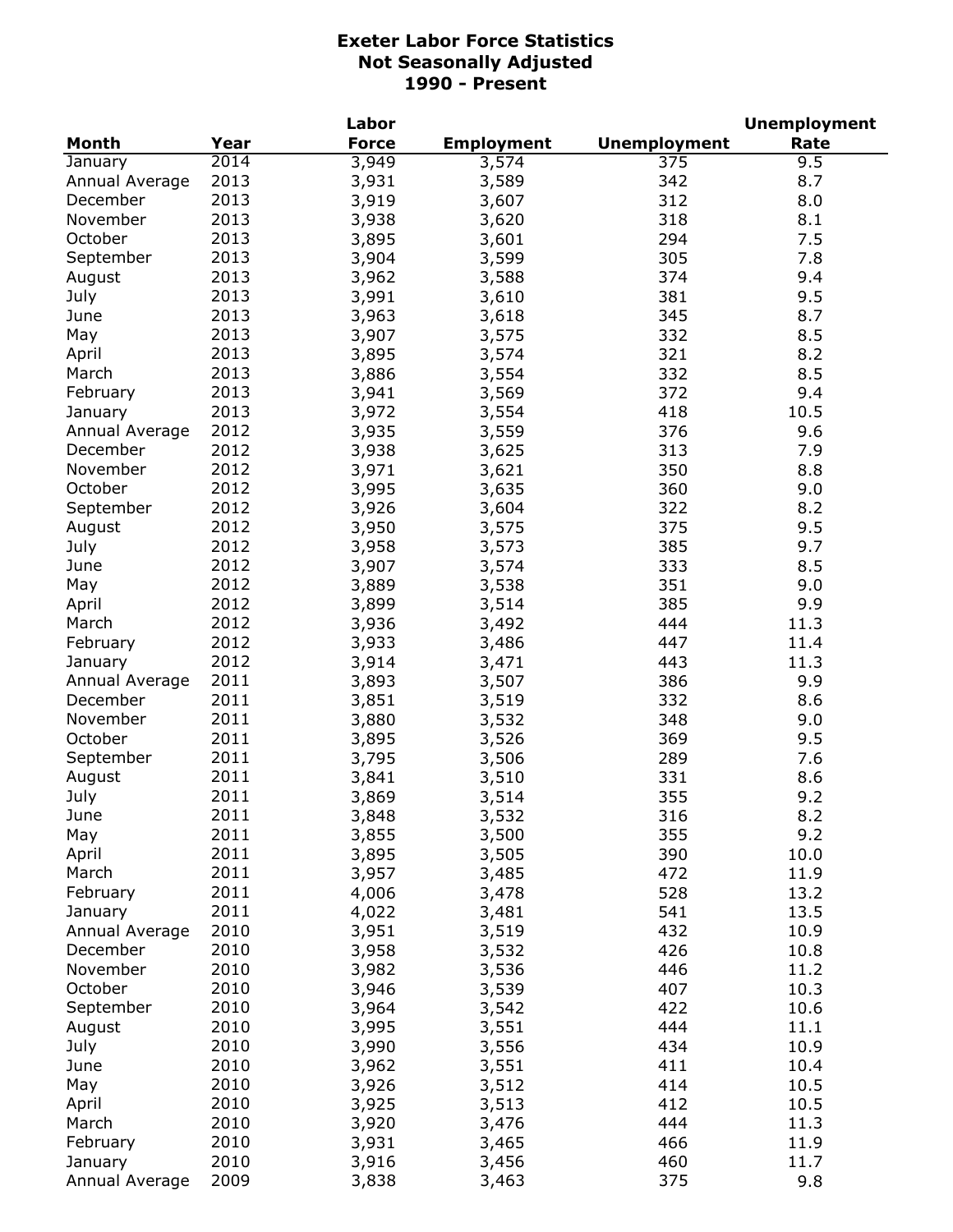# Exeter Labor Force Statistics
## Not Seasonally Adjusted
## 1990 - Present

| Month | Year | Labor Force | Employment | Unemployment | Unemployment Rate |
|---|---|---|---|---|---|
| January | 2014 | 3,949 | 3,574 | 375 | 9.5 |
| Annual Average | 2013 | 3,931 | 3,589 | 342 | 8.7 |
| December | 2013 | 3,919 | 3,607 | 312 | 8.0 |
| November | 2013 | 3,938 | 3,620 | 318 | 8.1 |
| October | 2013 | 3,895 | 3,601 | 294 | 7.5 |
| September | 2013 | 3,904 | 3,599 | 305 | 7.8 |
| August | 2013 | 3,962 | 3,588 | 374 | 9.4 |
| July | 2013 | 3,991 | 3,610 | 381 | 9.5 |
| June | 2013 | 3,963 | 3,618 | 345 | 8.7 |
| May | 2013 | 3,907 | 3,575 | 332 | 8.5 |
| April | 2013 | 3,895 | 3,574 | 321 | 8.2 |
| March | 2013 | 3,886 | 3,554 | 332 | 8.5 |
| February | 2013 | 3,941 | 3,569 | 372 | 9.4 |
| January | 2013 | 3,972 | 3,554 | 418 | 10.5 |
| Annual Average | 2012 | 3,935 | 3,559 | 376 | 9.6 |
| December | 2012 | 3,938 | 3,625 | 313 | 7.9 |
| November | 2012 | 3,971 | 3,621 | 350 | 8.8 |
| October | 2012 | 3,995 | 3,635 | 360 | 9.0 |
| September | 2012 | 3,926 | 3,604 | 322 | 8.2 |
| August | 2012 | 3,950 | 3,575 | 375 | 9.5 |
| July | 2012 | 3,958 | 3,573 | 385 | 9.7 |
| June | 2012 | 3,907 | 3,574 | 333 | 8.5 |
| May | 2012 | 3,889 | 3,538 | 351 | 9.0 |
| April | 2012 | 3,899 | 3,514 | 385 | 9.9 |
| March | 2012 | 3,936 | 3,492 | 444 | 11.3 |
| February | 2012 | 3,933 | 3,486 | 447 | 11.4 |
| January | 2012 | 3,914 | 3,471 | 443 | 11.3 |
| Annual Average | 2011 | 3,893 | 3,507 | 386 | 9.9 |
| December | 2011 | 3,851 | 3,519 | 332 | 8.6 |
| November | 2011 | 3,880 | 3,532 | 348 | 9.0 |
| October | 2011 | 3,895 | 3,526 | 369 | 9.5 |
| September | 2011 | 3,795 | 3,506 | 289 | 7.6 |
| August | 2011 | 3,841 | 3,510 | 331 | 8.6 |
| July | 2011 | 3,869 | 3,514 | 355 | 9.2 |
| June | 2011 | 3,848 | 3,532 | 316 | 8.2 |
| May | 2011 | 3,855 | 3,500 | 355 | 9.2 |
| April | 2011 | 3,895 | 3,505 | 390 | 10.0 |
| March | 2011 | 3,957 | 3,485 | 472 | 11.9 |
| February | 2011 | 4,006 | 3,478 | 528 | 13.2 |
| January | 2011 | 4,022 | 3,481 | 541 | 13.5 |
| Annual Average | 2010 | 3,951 | 3,519 | 432 | 10.9 |
| December | 2010 | 3,958 | 3,532 | 426 | 10.8 |
| November | 2010 | 3,982 | 3,536 | 446 | 11.2 |
| October | 2010 | 3,946 | 3,539 | 407 | 10.3 |
| September | 2010 | 3,964 | 3,542 | 422 | 10.6 |
| August | 2010 | 3,995 | 3,551 | 444 | 11.1 |
| July | 2010 | 3,990 | 3,556 | 434 | 10.9 |
| June | 2010 | 3,962 | 3,551 | 411 | 10.4 |
| May | 2010 | 3,926 | 3,512 | 414 | 10.5 |
| April | 2010 | 3,925 | 3,513 | 412 | 10.5 |
| March | 2010 | 3,920 | 3,476 | 444 | 11.3 |
| February | 2010 | 3,931 | 3,465 | 466 | 11.9 |
| January | 2010 | 3,916 | 3,456 | 460 | 11.7 |
| Annual Average | 2009 | 3,838 | 3,463 | 375 | 9.8 |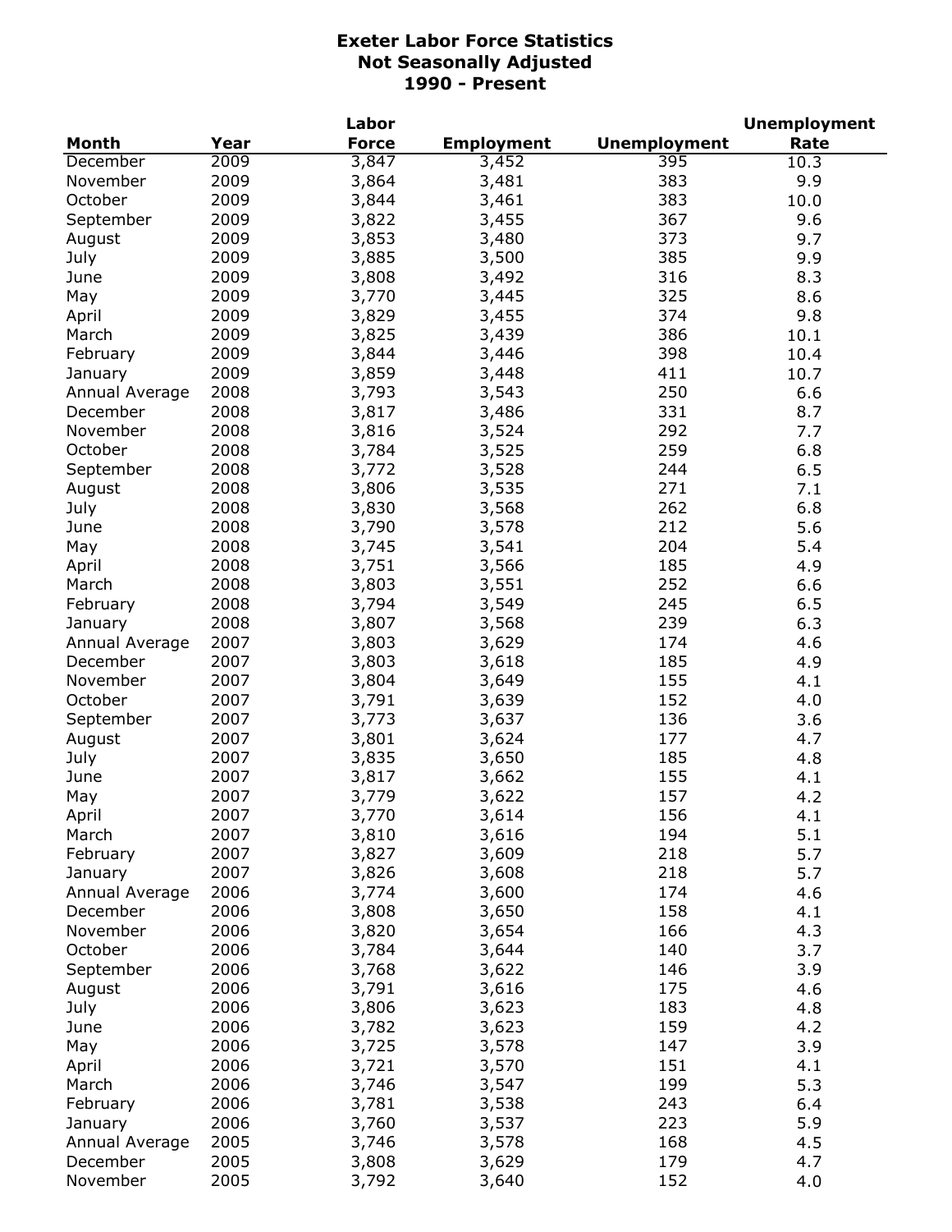# Exeter Labor Force Statistics
## Not Seasonally Adjusted
## 1990 - Present

| Month | Year | Labor Force | Employment | Unemployment | Unemployment Rate |
|---|---|---|---|---|---|
| December | 2009 | 3,847 | 3,452 | 395 | 10.3 |
| November | 2009 | 3,864 | 3,481 | 383 | 9.9 |
| October | 2009 | 3,844 | 3,461 | 383 | 10.0 |
| September | 2009 | 3,822 | 3,455 | 367 | 9.6 |
| August | 2009 | 3,853 | 3,480 | 373 | 9.7 |
| July | 2009 | 3,885 | 3,500 | 385 | 9.9 |
| June | 2009 | 3,808 | 3,492 | 316 | 8.3 |
| May | 2009 | 3,770 | 3,445 | 325 | 8.6 |
| April | 2009 | 3,829 | 3,455 | 374 | 9.8 |
| March | 2009 | 3,825 | 3,439 | 386 | 10.1 |
| February | 2009 | 3,844 | 3,446 | 398 | 10.4 |
| January | 2009 | 3,859 | 3,448 | 411 | 10.7 |
| Annual Average | 2008 | 3,793 | 3,543 | 250 | 6.6 |
| December | 2008 | 3,817 | 3,486 | 331 | 8.7 |
| November | 2008 | 3,816 | 3,524 | 292 | 7.7 |
| October | 2008 | 3,784 | 3,525 | 259 | 6.8 |
| September | 2008 | 3,772 | 3,528 | 244 | 6.5 |
| August | 2008 | 3,806 | 3,535 | 271 | 7.1 |
| July | 2008 | 3,830 | 3,568 | 262 | 6.8 |
| June | 2008 | 3,790 | 3,578 | 212 | 5.6 |
| May | 2008 | 3,745 | 3,541 | 204 | 5.4 |
| April | 2008 | 3,751 | 3,566 | 185 | 4.9 |
| March | 2008 | 3,803 | 3,551 | 252 | 6.6 |
| February | 2008 | 3,794 | 3,549 | 245 | 6.5 |
| January | 2008 | 3,807 | 3,568 | 239 | 6.3 |
| Annual Average | 2007 | 3,803 | 3,629 | 174 | 4.6 |
| December | 2007 | 3,803 | 3,618 | 185 | 4.9 |
| November | 2007 | 3,804 | 3,649 | 155 | 4.1 |
| October | 2007 | 3,791 | 3,639 | 152 | 4.0 |
| September | 2007 | 3,773 | 3,637 | 136 | 3.6 |
| August | 2007 | 3,801 | 3,624 | 177 | 4.7 |
| July | 2007 | 3,835 | 3,650 | 185 | 4.8 |
| June | 2007 | 3,817 | 3,662 | 155 | 4.1 |
| May | 2007 | 3,779 | 3,622 | 157 | 4.2 |
| April | 2007 | 3,770 | 3,614 | 156 | 4.1 |
| March | 2007 | 3,810 | 3,616 | 194 | 5.1 |
| February | 2007 | 3,827 | 3,609 | 218 | 5.7 |
| January | 2007 | 3,826 | 3,608 | 218 | 5.7 |
| Annual Average | 2006 | 3,774 | 3,600 | 174 | 4.6 |
| December | 2006 | 3,808 | 3,650 | 158 | 4.1 |
| November | 2006 | 3,820 | 3,654 | 166 | 4.3 |
| October | 2006 | 3,784 | 3,644 | 140 | 3.7 |
| September | 2006 | 3,768 | 3,622 | 146 | 3.9 |
| August | 2006 | 3,791 | 3,616 | 175 | 4.6 |
| July | 2006 | 3,806 | 3,623 | 183 | 4.8 |
| June | 2006 | 3,782 | 3,623 | 159 | 4.2 |
| May | 2006 | 3,725 | 3,578 | 147 | 3.9 |
| April | 2006 | 3,721 | 3,570 | 151 | 4.1 |
| March | 2006 | 3,746 | 3,547 | 199 | 5.3 |
| February | 2006 | 3,781 | 3,538 | 243 | 6.4 |
| January | 2006 | 3,760 | 3,537 | 223 | 5.9 |
| Annual Average | 2005 | 3,746 | 3,578 | 168 | 4.5 |
| December | 2005 | 3,808 | 3,629 | 179 | 4.7 |
| November | 2005 | 3,792 | 3,640 | 152 | 4.0 |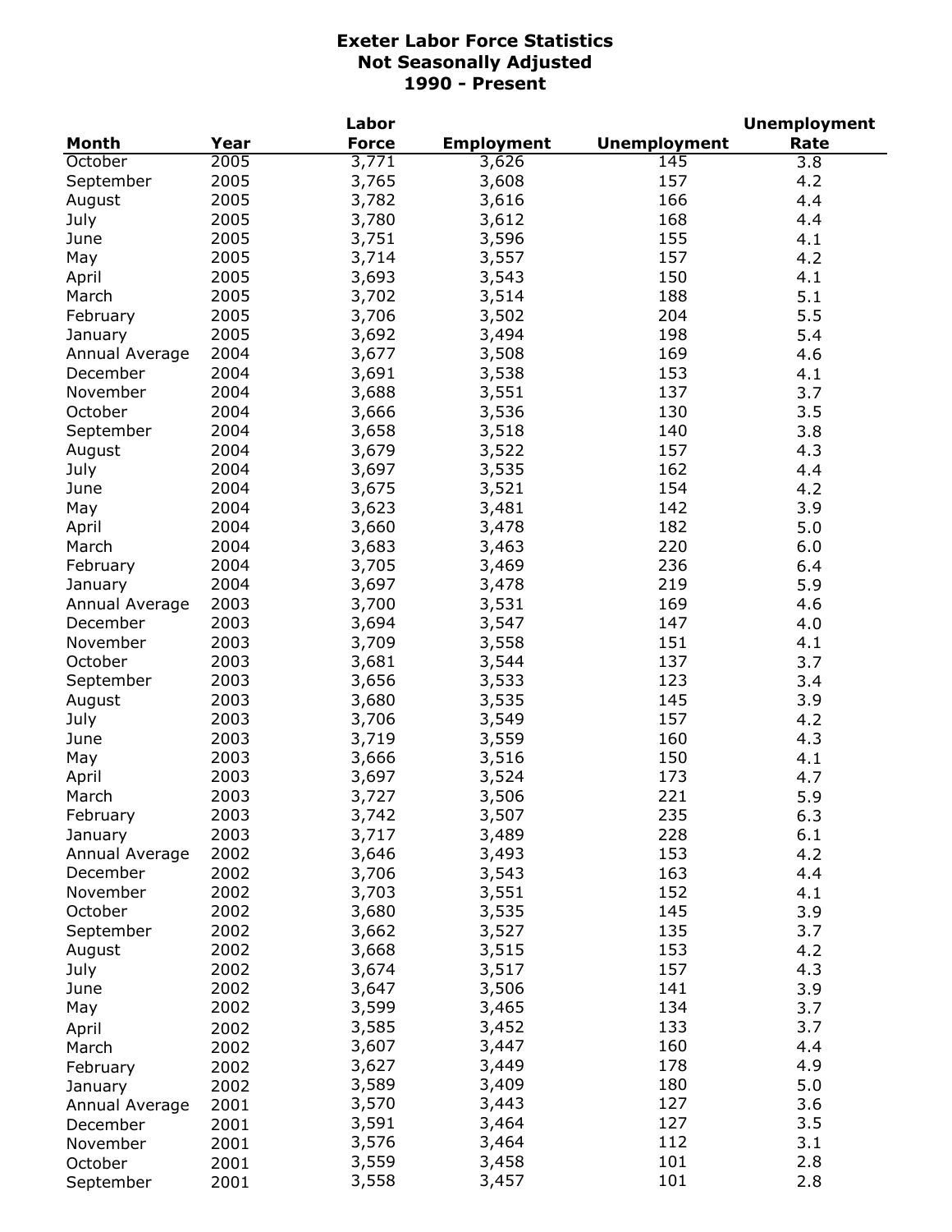# Exeter Labor Force Statistics
## Not Seasonally Adjusted
## 1990 - Present

| Month | Year | Labor Force | Employment | Unemployment | Unemployment Rate |
|---|---|---|---|---|---|
| October | 2005 | 3,771 | 3,626 | 145 | 3.8 |
| September | 2005 | 3,765 | 3,608 | 157 | 4.2 |
| August | 2005 | 3,782 | 3,616 | 166 | 4.4 |
| July | 2005 | 3,780 | 3,612 | 168 | 4.4 |
| June | 2005 | 3,751 | 3,596 | 155 | 4.1 |
| May | 2005 | 3,714 | 3,557 | 157 | 4.2 |
| April | 2005 | 3,693 | 3,543 | 150 | 4.1 |
| March | 2005 | 3,702 | 3,514 | 188 | 5.1 |
| February | 2005 | 3,706 | 3,502 | 204 | 5.5 |
| January | 2005 | 3,692 | 3,494 | 198 | 5.4 |
| Annual Average | 2004 | 3,677 | 3,508 | 169 | 4.6 |
| December | 2004 | 3,691 | 3,538 | 153 | 4.1 |
| November | 2004 | 3,688 | 3,551 | 137 | 3.7 |
| October | 2004 | 3,666 | 3,536 | 130 | 3.5 |
| September | 2004 | 3,658 | 3,518 | 140 | 3.8 |
| August | 2004 | 3,679 | 3,522 | 157 | 4.3 |
| July | 2004 | 3,697 | 3,535 | 162 | 4.4 |
| June | 2004 | 3,675 | 3,521 | 154 | 4.2 |
| May | 2004 | 3,623 | 3,481 | 142 | 3.9 |
| April | 2004 | 3,660 | 3,478 | 182 | 5.0 |
| March | 2004 | 3,683 | 3,463 | 220 | 6.0 |
| February | 2004 | 3,705 | 3,469 | 236 | 6.4 |
| January | 2004 | 3,697 | 3,478 | 219 | 5.9 |
| Annual Average | 2003 | 3,700 | 3,531 | 169 | 4.6 |
| December | 2003 | 3,694 | 3,547 | 147 | 4.0 |
| November | 2003 | 3,709 | 3,558 | 151 | 4.1 |
| October | 2003 | 3,681 | 3,544 | 137 | 3.7 |
| September | 2003 | 3,656 | 3,533 | 123 | 3.4 |
| August | 2003 | 3,680 | 3,535 | 145 | 3.9 |
| July | 2003 | 3,706 | 3,549 | 157 | 4.2 |
| June | 2003 | 3,719 | 3,559 | 160 | 4.3 |
| May | 2003 | 3,666 | 3,516 | 150 | 4.1 |
| April | 2003 | 3,697 | 3,524 | 173 | 4.7 |
| March | 2003 | 3,727 | 3,506 | 221 | 5.9 |
| February | 2003 | 3,742 | 3,507 | 235 | 6.3 |
| January | 2003 | 3,717 | 3,489 | 228 | 6.1 |
| Annual Average | 2002 | 3,646 | 3,493 | 153 | 4.2 |
| December | 2002 | 3,706 | 3,543 | 163 | 4.4 |
| November | 2002 | 3,703 | 3,551 | 152 | 4.1 |
| October | 2002 | 3,680 | 3,535 | 145 | 3.9 |
| September | 2002 | 3,662 | 3,527 | 135 | 3.7 |
| August | 2002 | 3,668 | 3,515 | 153 | 4.2 |
| July | 2002 | 3,674 | 3,517 | 157 | 4.3 |
| June | 2002 | 3,647 | 3,506 | 141 | 3.9 |
| May | 2002 | 3,599 | 3,465 | 134 | 3.7 |
| April | 2002 | 3,585 | 3,452 | 133 | 3.7 |
| March | 2002 | 3,607 | 3,447 | 160 | 4.4 |
| February | 2002 | 3,627 | 3,449 | 178 | 4.9 |
| January | 2002 | 3,589 | 3,409 | 180 | 5.0 |
| Annual Average | 2001 | 3,570 | 3,443 | 127 | 3.6 |
| December | 2001 | 3,591 | 3,464 | 127 | 3.5 |
| November | 2001 | 3,576 | 3,464 | 112 | 3.1 |
| October | 2001 | 3,559 | 3,458 | 101 | 2.8 |
| September | 2001 | 3,558 | 3,457 | 101 | 2.8 |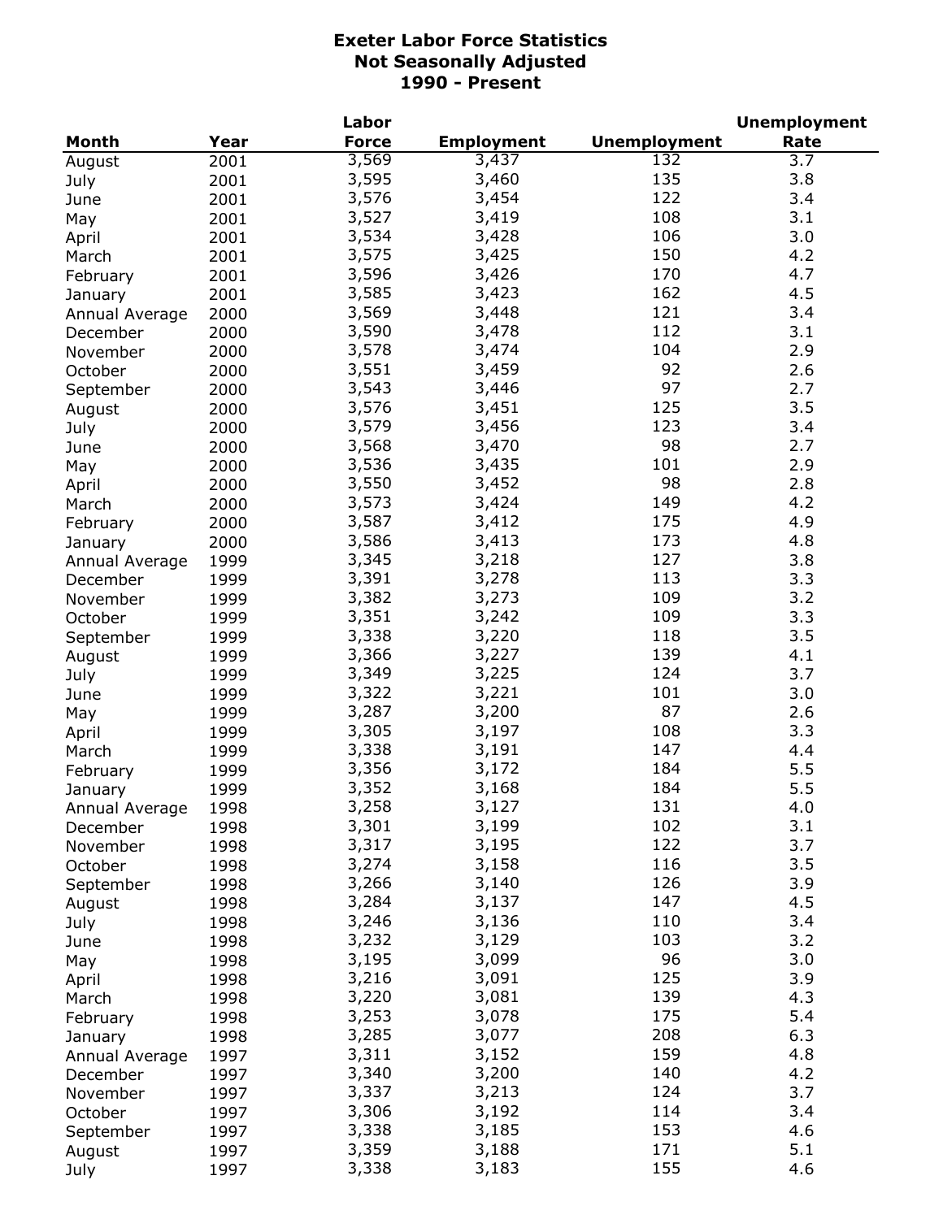# Exeter Labor Force Statistics
## Not Seasonally Adjusted
## 1990 - Present

| Month | Year | Labor Force | Employment | Unemployment | Unemployment Rate |
|---|---|---|---|---|---|
| August | 2001 | 3,569 | 3,437 | 132 | 3.7 |
| July | 2001 | 3,595 | 3,460 | 135 | 3.8 |
| June | 2001 | 3,576 | 3,454 | 122 | 3.4 |
| May | 2001 | 3,527 | 3,419 | 108 | 3.1 |
| April | 2001 | 3,534 | 3,428 | 106 | 3.0 |
| March | 2001 | 3,575 | 3,425 | 150 | 4.2 |
| February | 2001 | 3,596 | 3,426 | 170 | 4.7 |
| January | 2001 | 3,585 | 3,423 | 162 | 4.5 |
| Annual Average | 2000 | 3,569 | 3,448 | 121 | 3.4 |
| December | 2000 | 3,590 | 3,478 | 112 | 3.1 |
| November | 2000 | 3,578 | 3,474 | 104 | 2.9 |
| October | 2000 | 3,551 | 3,459 | 92 | 2.6 |
| September | 2000 | 3,543 | 3,446 | 97 | 2.7 |
| August | 2000 | 3,576 | 3,451 | 125 | 3.5 |
| July | 2000 | 3,579 | 3,456 | 123 | 3.4 |
| June | 2000 | 3,568 | 3,470 | 98 | 2.7 |
| May | 2000 | 3,536 | 3,435 | 101 | 2.9 |
| April | 2000 | 3,550 | 3,452 | 98 | 2.8 |
| March | 2000 | 3,573 | 3,424 | 149 | 4.2 |
| February | 2000 | 3,587 | 3,412 | 175 | 4.9 |
| January | 2000 | 3,586 | 3,413 | 173 | 4.8 |
| Annual Average | 1999 | 3,345 | 3,218 | 127 | 3.8 |
| December | 1999 | 3,391 | 3,278 | 113 | 3.3 |
| November | 1999 | 3,382 | 3,273 | 109 | 3.2 |
| October | 1999 | 3,351 | 3,242 | 109 | 3.3 |
| September | 1999 | 3,338 | 3,220 | 118 | 3.5 |
| August | 1999 | 3,366 | 3,227 | 139 | 4.1 |
| July | 1999 | 3,349 | 3,225 | 124 | 3.7 |
| June | 1999 | 3,322 | 3,221 | 101 | 3.0 |
| May | 1999 | 3,287 | 3,200 | 87 | 2.6 |
| April | 1999 | 3,305 | 3,197 | 108 | 3.3 |
| March | 1999 | 3,338 | 3,191 | 147 | 4.4 |
| February | 1999 | 3,356 | 3,172 | 184 | 5.5 |
| January | 1999 | 3,352 | 3,168 | 184 | 5.5 |
| Annual Average | 1998 | 3,258 | 3,127 | 131 | 4.0 |
| December | 1998 | 3,301 | 3,199 | 102 | 3.1 |
| November | 1998 | 3,317 | 3,195 | 122 | 3.7 |
| October | 1998 | 3,274 | 3,158 | 116 | 3.5 |
| September | 1998 | 3,266 | 3,140 | 126 | 3.9 |
| August | 1998 | 3,284 | 3,137 | 147 | 4.5 |
| July | 1998 | 3,246 | 3,136 | 110 | 3.4 |
| June | 1998 | 3,232 | 3,129 | 103 | 3.2 |
| May | 1998 | 3,195 | 3,099 | 96 | 3.0 |
| April | 1998 | 3,216 | 3,091 | 125 | 3.9 |
| March | 1998 | 3,220 | 3,081 | 139 | 4.3 |
| February | 1998 | 3,253 | 3,078 | 175 | 5.4 |
| January | 1998 | 3,285 | 3,077 | 208 | 6.3 |
| Annual Average | 1997 | 3,311 | 3,152 | 159 | 4.8 |
| December | 1997 | 3,340 | 3,200 | 140 | 4.2 |
| November | 1997 | 3,337 | 3,213 | 124 | 3.7 |
| October | 1997 | 3,306 | 3,192 | 114 | 3.4 |
| September | 1997 | 3,338 | 3,185 | 153 | 4.6 |
| August | 1997 | 3,359 | 3,188 | 171 | 5.1 |
| July | 1997 | 3,338 | 3,183 | 155 | 4.6 |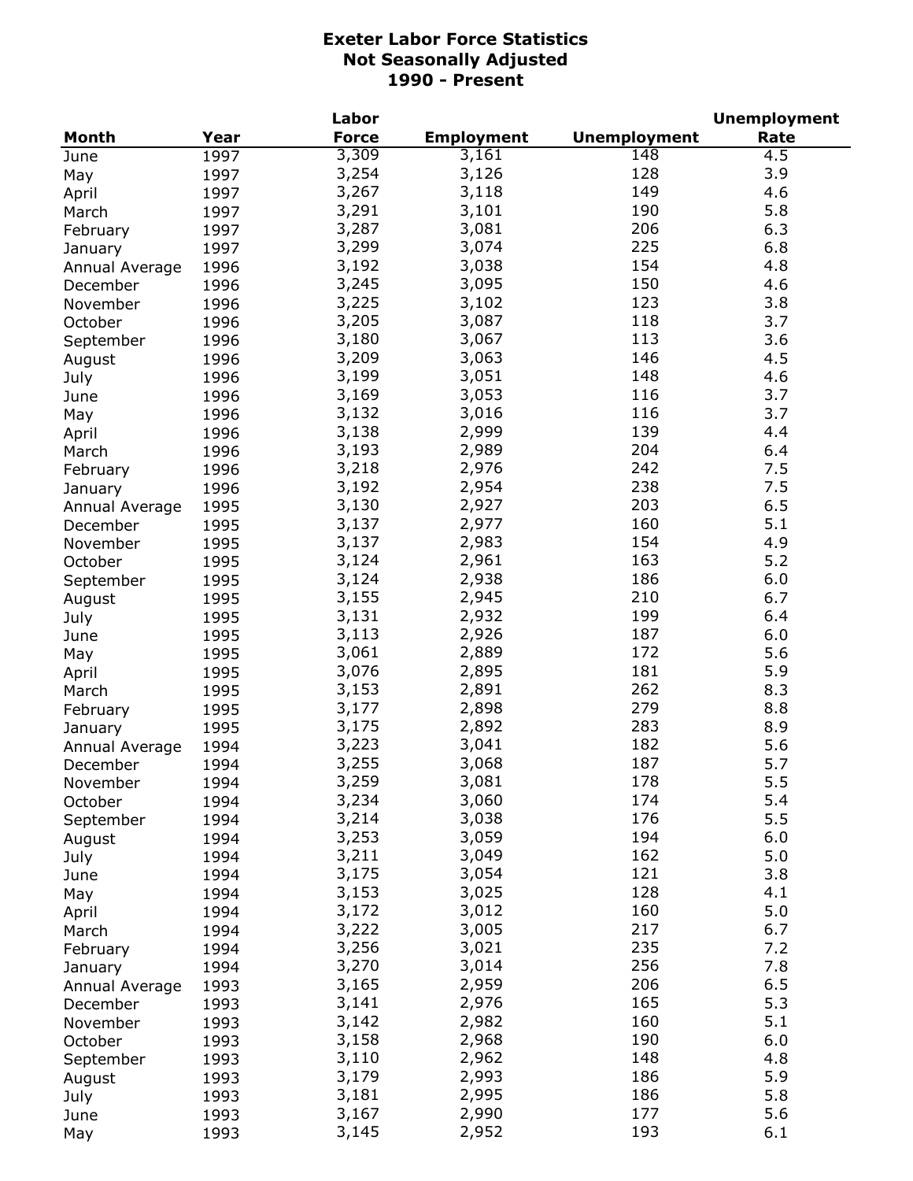# Exeter Labor Force Statistics
## Not Seasonally Adjusted
## 1990 - Present

| Month | Year | Labor Force | Employment | Unemployment | Unemployment Rate |
|---|---|---|---|---|---|
| June | 1997 | 3,309 | 3,161 | 148 | 4.5 |
| May | 1997 | 3,254 | 3,126 | 128 | 3.9 |
| April | 1997 | 3,267 | 3,118 | 149 | 4.6 |
| March | 1997 | 3,291 | 3,101 | 190 | 5.8 |
| February | 1997 | 3,287 | 3,081 | 206 | 6.3 |
| January | 1997 | 3,299 | 3,074 | 225 | 6.8 |
| Annual Average | 1996 | 3,192 | 3,038 | 154 | 4.8 |
| December | 1996 | 3,245 | 3,095 | 150 | 4.6 |
| November | 1996 | 3,225 | 3,102 | 123 | 3.8 |
| October | 1996 | 3,205 | 3,087 | 118 | 3.7 |
| September | 1996 | 3,180 | 3,067 | 113 | 3.6 |
| August | 1996 | 3,209 | 3,063 | 146 | 4.5 |
| July | 1996 | 3,199 | 3,051 | 148 | 4.6 |
| June | 1996 | 3,169 | 3,053 | 116 | 3.7 |
| May | 1996 | 3,132 | 3,016 | 116 | 3.7 |
| April | 1996 | 3,138 | 2,999 | 139 | 4.4 |
| March | 1996 | 3,193 | 2,989 | 204 | 6.4 |
| February | 1996 | 3,218 | 2,976 | 242 | 7.5 |
| January | 1996 | 3,192 | 2,954 | 238 | 7.5 |
| Annual Average | 1995 | 3,130 | 2,927 | 203 | 6.5 |
| December | 1995 | 3,137 | 2,977 | 160 | 5.1 |
| November | 1995 | 3,137 | 2,983 | 154 | 4.9 |
| October | 1995 | 3,124 | 2,961 | 163 | 5.2 |
| September | 1995 | 3,124 | 2,938 | 186 | 6.0 |
| August | 1995 | 3,155 | 2,945 | 210 | 6.7 |
| July | 1995 | 3,131 | 2,932 | 199 | 6.4 |
| June | 1995 | 3,113 | 2,926 | 187 | 6.0 |
| May | 1995 | 3,061 | 2,889 | 172 | 5.6 |
| April | 1995 | 3,076 | 2,895 | 181 | 5.9 |
| March | 1995 | 3,153 | 2,891 | 262 | 8.3 |
| February | 1995 | 3,177 | 2,898 | 279 | 8.8 |
| January | 1995 | 3,175 | 2,892 | 283 | 8.9 |
| Annual Average | 1994 | 3,223 | 3,041 | 182 | 5.6 |
| December | 1994 | 3,255 | 3,068 | 187 | 5.7 |
| November | 1994 | 3,259 | 3,081 | 178 | 5.5 |
| October | 1994 | 3,234 | 3,060 | 174 | 5.4 |
| September | 1994 | 3,214 | 3,038 | 176 | 5.5 |
| August | 1994 | 3,253 | 3,059 | 194 | 6.0 |
| July | 1994 | 3,211 | 3,049 | 162 | 5.0 |
| June | 1994 | 3,175 | 3,054 | 121 | 3.8 |
| May | 1994 | 3,153 | 3,025 | 128 | 4.1 |
| April | 1994 | 3,172 | 3,012 | 160 | 5.0 |
| March | 1994 | 3,222 | 3,005 | 217 | 6.7 |
| February | 1994 | 3,256 | 3,021 | 235 | 7.2 |
| January | 1994 | 3,270 | 3,014 | 256 | 7.8 |
| Annual Average | 1993 | 3,165 | 2,959 | 206 | 6.5 |
| December | 1993 | 3,141 | 2,976 | 165 | 5.3 |
| November | 1993 | 3,142 | 2,982 | 160 | 5.1 |
| October | 1993 | 3,158 | 2,968 | 190 | 6.0 |
| September | 1993 | 3,110 | 2,962 | 148 | 4.8 |
| August | 1993 | 3,179 | 2,993 | 186 | 5.9 |
| July | 1993 | 3,181 | 2,995 | 186 | 5.8 |
| June | 1993 | 3,167 | 2,990 | 177 | 5.6 |
| May | 1993 | 3,145 | 2,952 | 193 | 6.1 |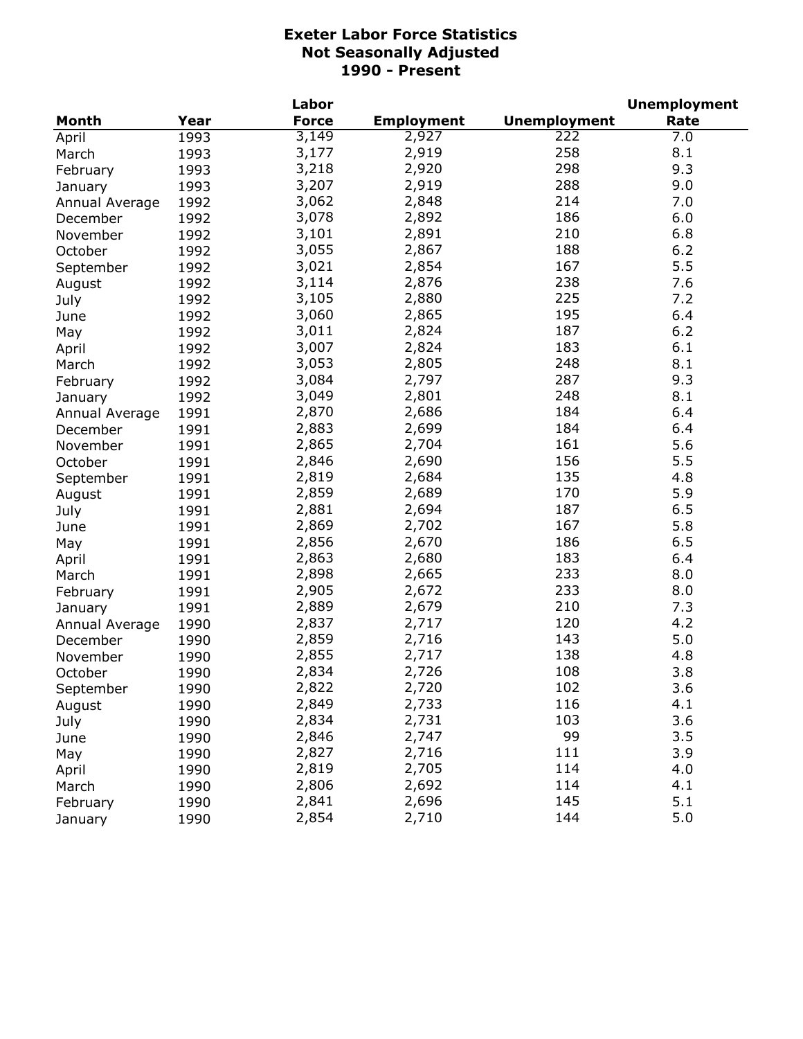# Exeter Labor Force Statistics
## Not Seasonally Adjusted
## 1990 - Present

| Month | Year | Labor Force | Employment | Unemployment | Unemployment Rate |
|---|---|---|---|---|---|
| April | 1993 | 3,149 | 2,927 | 222 | 7.0 |
| March | 1993 | 3,177 | 2,919 | 258 | 8.1 |
| February | 1993 | 3,218 | 2,920 | 298 | 9.3 |
| January | 1993 | 3,207 | 2,919 | 288 | 9.0 |
| Annual Average | 1992 | 3,062 | 2,848 | 214 | 7.0 |
| December | 1992 | 3,078 | 2,892 | 186 | 6.0 |
| November | 1992 | 3,101 | 2,891 | 210 | 6.8 |
| October | 1992 | 3,055 | 2,867 | 188 | 6.2 |
| September | 1992 | 3,021 | 2,854 | 167 | 5.5 |
| August | 1992 | 3,114 | 2,876 | 238 | 7.6 |
| July | 1992 | 3,105 | 2,880 | 225 | 7.2 |
| June | 1992 | 3,060 | 2,865 | 195 | 6.4 |
| May | 1992 | 3,011 | 2,824 | 187 | 6.2 |
| April | 1992 | 3,007 | 2,824 | 183 | 6.1 |
| March | 1992 | 3,053 | 2,805 | 248 | 8.1 |
| February | 1992 | 3,084 | 2,797 | 287 | 9.3 |
| January | 1992 | 3,049 | 2,801 | 248 | 8.1 |
| Annual Average | 1991 | 2,870 | 2,686 | 184 | 6.4 |
| December | 1991 | 2,883 | 2,699 | 184 | 6.4 |
| November | 1991 | 2,865 | 2,704 | 161 | 5.6 |
| October | 1991 | 2,846 | 2,690 | 156 | 5.5 |
| September | 1991 | 2,819 | 2,684 | 135 | 4.8 |
| August | 1991 | 2,859 | 2,689 | 170 | 5.9 |
| July | 1991 | 2,881 | 2,694 | 187 | 6.5 |
| June | 1991 | 2,869 | 2,702 | 167 | 5.8 |
| May | 1991 | 2,856 | 2,670 | 186 | 6.5 |
| April | 1991 | 2,863 | 2,680 | 183 | 6.4 |
| March | 1991 | 2,898 | 2,665 | 233 | 8.0 |
| February | 1991 | 2,905 | 2,672 | 233 | 8.0 |
| January | 1991 | 2,889 | 2,679 | 210 | 7.3 |
| Annual Average | 1990 | 2,837 | 2,717 | 120 | 4.2 |
| December | 1990 | 2,859 | 2,716 | 143 | 5.0 |
| November | 1990 | 2,855 | 2,717 | 138 | 4.8 |
| October | 1990 | 2,834 | 2,726 | 108 | 3.8 |
| September | 1990 | 2,822 | 2,720 | 102 | 3.6 |
| August | 1990 | 2,849 | 2,733 | 116 | 4.1 |
| July | 1990 | 2,834 | 2,731 | 103 | 3.6 |
| June | 1990 | 2,846 | 2,747 | 99 | 3.5 |
| May | 1990 | 2,827 | 2,716 | 111 | 3.9 |
| April | 1990 | 2,819 | 2,705 | 114 | 4.0 |
| March | 1990 | 2,806 | 2,692 | 114 | 4.1 |
| February | 1990 | 2,841 | 2,696 | 145 | 5.1 |
| January | 1990 | 2,854 | 2,710 | 144 | 5.0 |